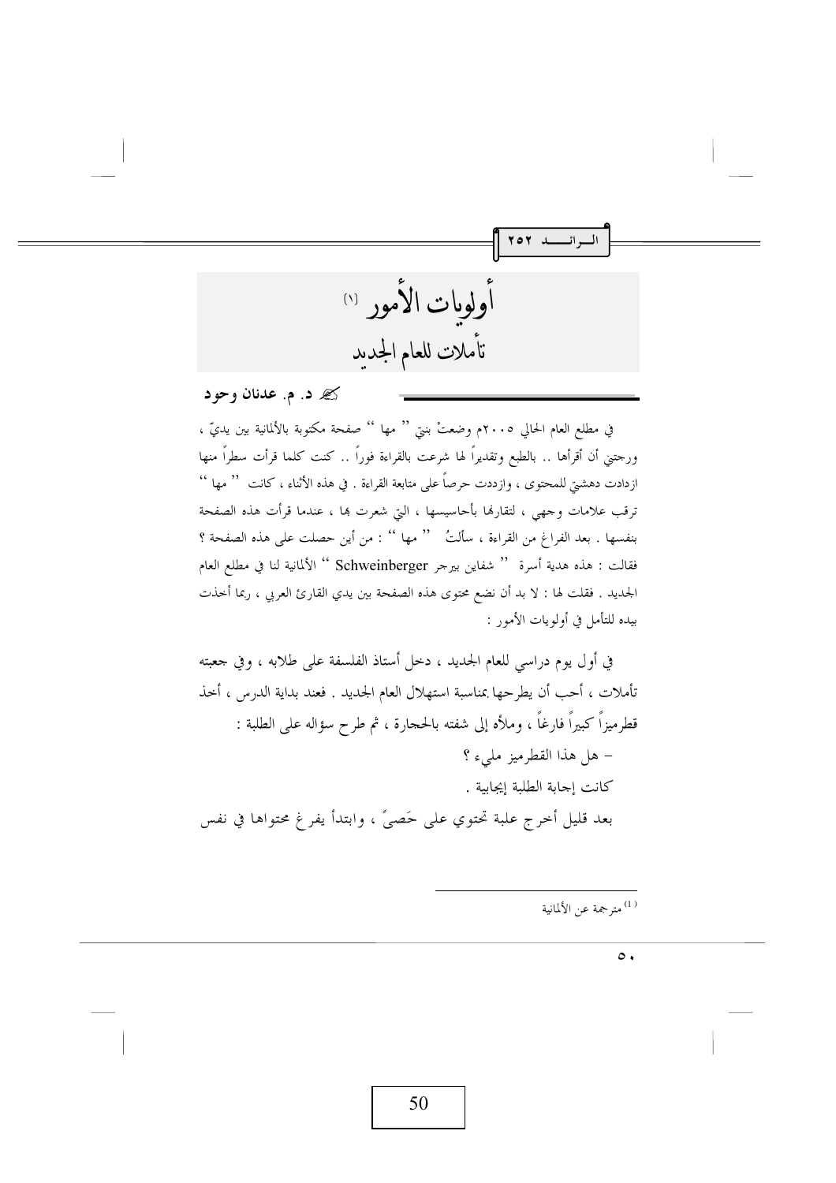# أولويات الأمور [1]

## تأملات للعام الجديد

✍ **د. م. عدنان وحود**

في مطلع العام الحالي ٢٠٠٥م وضعتْ بنتي " مها " صفحة مكتوبة بالألمانية بين يديّ ، ورجتني أن أقرأها .. بالطبع وتقديراً لها شرعت بالقراءة فوراً .. كنت كلما قرأت سطراً منها ازدادت دهشتي للمحتوى ، وازددت حرصاً على متابعة القراءة . في هذه الأثناء ، كانت " مها " ترقب علامات وجهي ، لتقارنها بأحاسيسها ، التي شعرت بها ، عندما قرأت هذه الصفحة بنفسها . بعد الفراغ من القراءة ، سألتُ " مها " : من أين حصلت على هذه الصفحة ؟ فقالت : هذه هدية أسرة " شفاين بيرجر Schweinberger " الألمانية لنا في مطلع العام الجديد . فقلت لها : لا بد أن نضع محتوى هذه الصفحة بين يدي القارئ العربي ، ربما أخذت بيده للتأمل في أولويات الأمور :

في أول يوم دراسي للعام الجديد ، دخل أستاذ الفلسفة على طلابه ، وفي جعبته تأملات ، أحب أن يطرحها بمناسبة استهلال العام الجديد . فعند بداية الدرس ، أخذ قطرميزاً كبيراً فارغاً ، وملأه إلى شفته بالحجارة ، ثم طرح سؤاله على الطلبة :

- هل هذا القطرميز مليء ؟

كانت إجابة الطلبة إيجابية .

بعد قليل أخرج علبة تحتوي على حَصىً ، وابتدأ يفرغ محتواها في نفس

---

[1] مترجمة عن الألمانية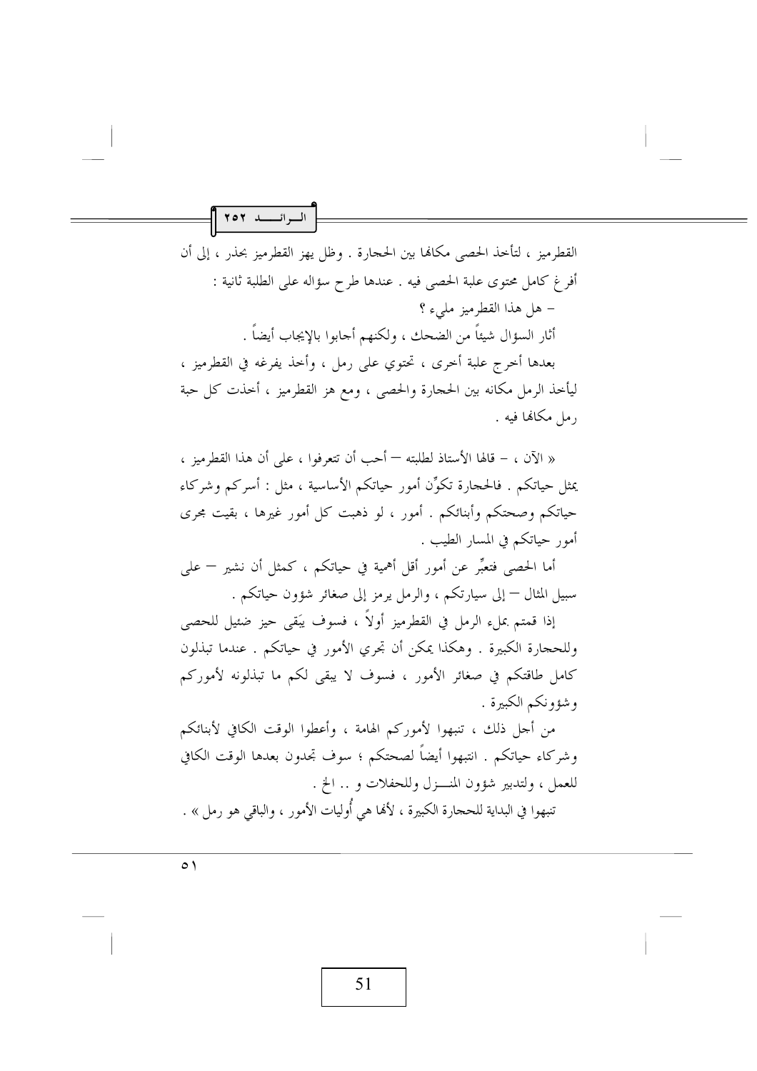القطرميز ، لتأخذ الحصى مكانها بين الحجارة . وظل يهز القطرميز بحذر ، إلى أن أفرغ كامل محتوى علبة الحصى فيه . عندها طرح سؤاله على الطلبة ثانية :

– هل هذا القطرميز مليء ؟

أثار السؤال شيئاً من الضحك ، ولكنهم أجابوا بالإيجاب أيضاً .

بعدها أخرج علبة أخرى ، تحتوي على رمل ، وأخذ يفرغه في القطرميز ، ليأخذ الرمل مكانه بين الحجارة والحصى ، ومع هز القطرميز ، أخذت كل حبة رمل مكانها فيه .

« الآن ، – قالها الأستاذ لطلبته — أحب أن تتعرفوا ، على أن هذا القطرميز ، يمثل حياتكم . فالحجارة تكوِّن أمور حياتكم الأساسية ، مثل : أسركم وشركاء حياتكم وصحتكم وأبنائكم . أمور ، لو ذهبت كل أمور غيرها ، بقيت مجرى أمور حياتكم في المسار الطيب .

أما الحصى فتعبِّر عن أمور أقل أهمية في حياتكم ، كمثل أن نشير — على سبيل المثال — إلى سيارتكم ، والرمل يرمز إلى صغائر شؤون حياتكم .

إذا قمتم بملء الرمل في القطرميز أولاً ، فسوف يَبقى حيز ضئيل للحصى وللحجارة الكبيرة . وهكذا يمكن أن تجري الأمور في حياتكم . عندما تبذلون كامل طاقتكم في صغائر الأمور ، فسوف لا يبقى لكم ما تبذلونه لأموركم وشؤونكم الكبيرة .

من أجل ذلك ، تنبهوا لأموركم الهامة ، وأعطوا الوقت الكافي لأبنائكم وشركاء حياتكم . انتبهوا أيضاً لصحتكم ؛ سوف تجدون بعدها الوقت الكافي للعمل ، ولتدبير شؤون المنــزل وللحفلات و .. الخ .

تنبهوا في البداية للحجارة الكبيرة ، لأنها هي أُوليات الأمور ، والباقي هو رمل » .